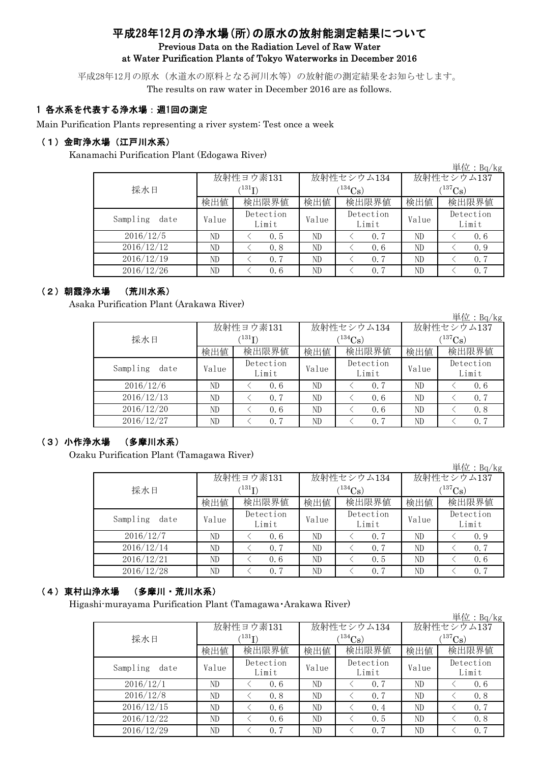# 平成28年12月の浄水場(所)の原水の放射能測定結果について

## Previous Data on the Radiation Level of Raw Water at Water Purification Plants of Tokyo Waterworks in December 2016

平成28年12月の原水（水道水の原料となる河川水等）の放射能の測定結果をお知らせします。
The results on raw water in December 2016 are as follows.

## 1 各水系を代表する浄水場：週1回の測定

Main Purification Plants representing a river system: Test once a week

### （1）金町浄水場（江戸川水系）

Kanamachi Purification Plant (Edogawa River)

単位：Bq/kg

| 採水日 | 放射性ヨウ素131 ($^{131}I$) | | 放射性セシウム134 ($^{134}Cs$) | | 放射性セシウム137 ($^{137}Cs$) | |
|---|---|---|---|---|---|---|
| | 検出値 | 検出限界値 | 検出値 | 検出限界値 | 検出値 | 検出限界値 |
| Sampling date | Value | Detection Limit | Value | Detection Limit | Value | Detection Limit |
| 2016/12/5 | ND | < 0.5 | ND | < 0.7 | ND | < 0.6 |
| 2016/12/12 | ND | < 0.8 | ND | < 0.6 | ND | < 0.9 |
| 2016/12/19 | ND | < 0.7 | ND | < 0.7 | ND | < 0.7 |
| 2016/12/26 | ND | < 0.6 | ND | < 0.7 | ND | < 0.7 |

### （2）朝霞浄水場 （荒川水系）

Asaka Purification Plant (Arakawa River)

単位：Bq/kg

| 採水日 | 放射性ヨウ素131 ($^{131}I$) | | 放射性セシウム134 ($^{134}Cs$) | | 放射性セシウム137 ($^{137}Cs$) | |
|---|---|---|---|---|---|---|
| | 検出値 | 検出限界値 | 検出値 | 検出限界値 | 検出値 | 検出限界値 |
| Sampling date | Value | Detection Limit | Value | Detection Limit | Value | Detection Limit |
| 2016/12/6 | ND | < 0.6 | ND | < 0.7 | ND | < 0.6 |
| 2016/12/13 | ND | < 0.7 | ND | < 0.6 | ND | < 0.7 |
| 2016/12/20 | ND | < 0.6 | ND | < 0.6 | ND | < 0.8 |
| 2016/12/27 | ND | < 0.7 | ND | < 0.7 | ND | < 0.7 |

### （3）小作浄水場 （多摩川水系）

Ozaku Purification Plant (Tamagawa River)

単位：Bq/kg

| 採水日 | 放射性ヨウ素131 ($^{131}I$) | | 放射性セシウム134 ($^{134}Cs$) | | 放射性セシウム137 ($^{137}Cs$) | |
|---|---|---|---|---|---|---|
| | 検出値 | 検出限界値 | 検出値 | 検出限界値 | 検出値 | 検出限界値 |
| Sampling date | Value | Detection Limit | Value | Detection Limit | Value | Detection Limit |
| 2016/12/7 | ND | < 0.6 | ND | < 0.7 | ND | < 0.9 |
| 2016/12/14 | ND | < 0.7 | ND | < 0.7 | ND | < 0.7 |
| 2016/12/21 | ND | < 0.6 | ND | < 0.5 | ND | < 0.6 |
| 2016/12/28 | ND | < 0.7 | ND | < 0.7 | ND | < 0.7 |

### （4）東村山浄水場 （多摩川・荒川水系）

Higashi-murayama Purification Plant (Tamagawa･Arakawa River)

単位：Bq/kg

| 採水日 | 放射性ヨウ素131 ($^{131}I$) | | 放射性セシウム134 ($^{134}Cs$) | | 放射性セシウム137 ($^{137}Cs$) | |
|---|---|---|---|---|---|---|
| | 検出値 | 検出限界値 | 検出値 | 検出限界値 | 検出値 | 検出限界値 |
| Sampling date | Value | Detection Limit | Value | Detection Limit | Value | Detection Limit |
| 2016/12/1 | ND | < 0.6 | ND | < 0.7 | ND | < 0.6 |
| 2016/12/8 | ND | < 0.8 | ND | < 0.7 | ND | < 0.8 |
| 2016/12/15 | ND | < 0.6 | ND | < 0.4 | ND | < 0.7 |
| 2016/12/22 | ND | < 0.6 | ND | < 0.5 | ND | < 0.8 |
| 2016/12/29 | ND | < 0.7 | ND | < 0.7 | ND | < 0.7 |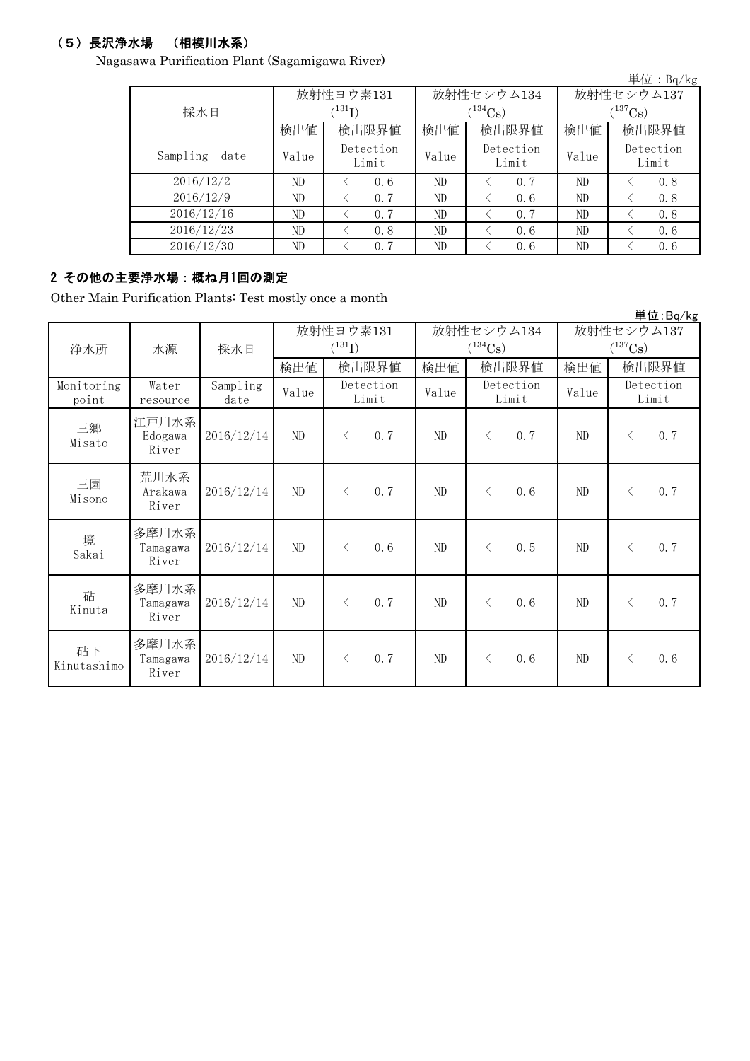### （５）長沢浄水場　（相模川水系）

Nagasawa Purification Plant (Sagamigawa River)

単位：Bq/kg

| 採水日 | 放射性ヨウ素131 ($^{131}I$) | | 放射性セシウム134 ($^{134}Cs$) | | 放射性セシウム137 ($^{137}Cs$) | |
|---|---|---|---|---|---|---|
| | 検出値 | 検出限界値 | 検出値 | 検出限界値 | 検出値 | 検出限界値 |
| Sampling date | Value | Detection Limit | Value | Detection Limit | Value | Detection Limit |
| 2016/12/2 | ND | ＜ 0.6 | ND | ＜ 0.7 | ND | ＜ 0.8 |
| 2016/12/9 | ND | ＜ 0.7 | ND | ＜ 0.6 | ND | ＜ 0.8 |
| 2016/12/16 | ND | ＜ 0.7 | ND | ＜ 0.7 | ND | ＜ 0.8 |
| 2016/12/23 | ND | ＜ 0.8 | ND | ＜ 0.6 | ND | ＜ 0.6 |
| 2016/12/30 | ND | ＜ 0.7 | ND | ＜ 0.6 | ND | ＜ 0.6 |

## 2 その他の主要浄水場：概ね月1回の測定

Other Main Purification Plants: Test mostly once a month

単位:Bq/kg

| 浄水所 | 水源 | 採水日 | 放射性ヨウ素131 ($^{131}I$) | | 放射性セシウム134 ($^{134}Cs$) | | 放射性セシウム137 ($^{137}Cs$) | |
|---|---|---|---|---|---|---|---|---|
| | | | 検出値 | 検出限界値 | 検出値 | 検出限界値 | 検出値 | 検出限界値 |
| Monitoring point | Water resource | Sampling date | Value | Detection Limit | Value | Detection Limit | Value | Detection Limit |
| 三郷 Misato | 江戸川水系 Edogawa River | 2016/12/14 | ND | ＜ 0.7 | ND | ＜ 0.7 | ND | ＜ 0.7 |
| 三園 Misono | 荒川水系 Arakawa River | 2016/12/14 | ND | ＜ 0.7 | ND | ＜ 0.6 | ND | ＜ 0.7 |
| 境 Sakai | 多摩川水系 Tamagawa River | 2016/12/14 | ND | ＜ 0.6 | ND | ＜ 0.5 | ND | ＜ 0.7 |
| 砧 Kinuta | 多摩川水系 Tamagawa River | 2016/12/14 | ND | ＜ 0.7 | ND | ＜ 0.6 | ND | ＜ 0.7 |
| 砧下 Kinutashimo | 多摩川水系 Tamagawa River | 2016/12/14 | ND | ＜ 0.7 | ND | ＜ 0.6 | ND | ＜ 0.6 |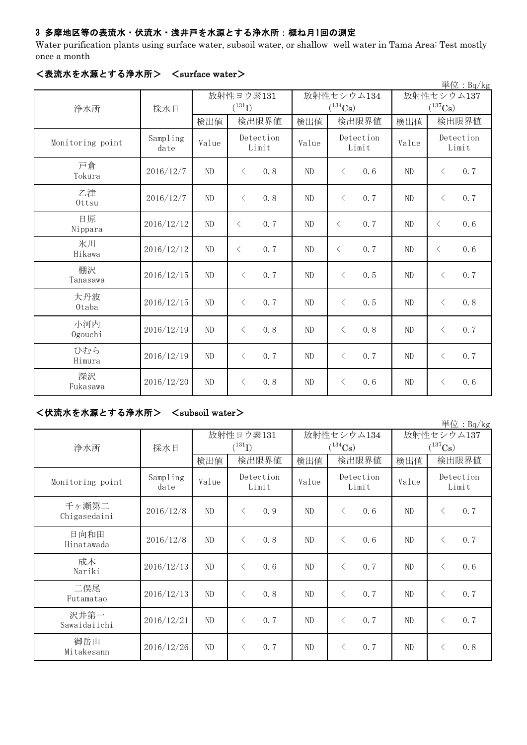### 3 多摩地区等の表流水・伏流水・浅井戸を水源とする浄水所：概ね月1回の測定

Water purification plants using surface water, subsoil water, or shallow well water in Tama Area: Test mostly once a month

#### ＜表流水を水源とする浄水所＞　＜surface water＞

単位：Bq/kg

| 浄水所 | 採水日 | 放射性ヨウ素131 ($^{131}I$) | | 放射性セシウム134 ($^{134}Cs$) | | 放射性セシウム137 ($^{137}Cs$) | |
|---|---|---|---|---|---|---|---|
| | | 検出値 | 検出限界値 | 検出値 | 検出限界値 | 検出値 | 検出限界値 |
| Monitoring point | Sampling date | Value | Detection Limit | Value | Detection Limit | Value | Detection Limit |
| 戸倉<br>Tokura | 2016/12/7 | ND | ＜ 0.8 | ND | ＜ 0.6 | ND | ＜ 0.7 |
| 乙津<br>Ottsu | 2016/12/7 | ND | ＜ 0.8 | ND | ＜ 0.7 | ND | ＜ 0.7 |
| 日原<br>Nippara | 2016/12/12 | ND | ＜ 0.7 | ND | ＜ 0.7 | ND | ＜ 0.6 |
| 氷川<br>Hikawa | 2016/12/12 | ND | ＜ 0.7 | ND | ＜ 0.7 | ND | ＜ 0.6 |
| 棚沢<br>Tanasawa | 2016/12/15 | ND | ＜ 0.7 | ND | ＜ 0.5 | ND | ＜ 0.7 |
| 大丹波<br>Otaba | 2016/12/15 | ND | ＜ 0.7 | ND | ＜ 0.5 | ND | ＜ 0.8 |
| 小河内<br>Ogouchi | 2016/12/19 | ND | ＜ 0.8 | ND | ＜ 0.8 | ND | ＜ 0.7 |
| ひむら<br>Himura | 2016/12/19 | ND | ＜ 0.7 | ND | ＜ 0.7 | ND | ＜ 0.7 |
| 深沢<br>Fukasawa | 2016/12/20 | ND | ＜ 0.8 | ND | ＜ 0.6 | ND | ＜ 0.6 |

#### ＜伏流水を水源とする浄水所＞　＜subsoil water＞

単位：Bq/kg

| 浄水所 | 採水日 | 放射性ヨウ素131 ($^{131}I$) | | 放射性セシウム134 ($^{134}Cs$) | | 放射性セシウム137 ($^{137}Cs$) | |
|---|---|---|---|---|---|---|---|
| | | 検出値 | 検出限界値 | 検出値 | 検出限界値 | 検出値 | 検出限界値 |
| Monitoring point | Sampling date | Value | Detection Limit | Value | Detection Limit | Value | Detection Limit |
| 千ヶ瀬第二<br>Chigasedaini | 2016/12/8 | ND | ＜ 0.9 | ND | ＜ 0.6 | ND | ＜ 0.7 |
| 日向和田<br>Hinatawada | 2016/12/8 | ND | ＜ 0.8 | ND | ＜ 0.6 | ND | ＜ 0.7 |
| 成木<br>Nariki | 2016/12/13 | ND | ＜ 0.6 | ND | ＜ 0.7 | ND | ＜ 0.6 |
| 二俣尾<br>Futamatao | 2016/12/13 | ND | ＜ 0.8 | ND | ＜ 0.7 | ND | ＜ 0.7 |
| 沢井第一<br>Sawaidaiichi | 2016/12/21 | ND | ＜ 0.7 | ND | ＜ 0.7 | ND | ＜ 0.7 |
| 御岳山<br>Mitakesann | 2016/12/26 | ND | ＜ 0.7 | ND | ＜ 0.7 | ND | ＜ 0.8 |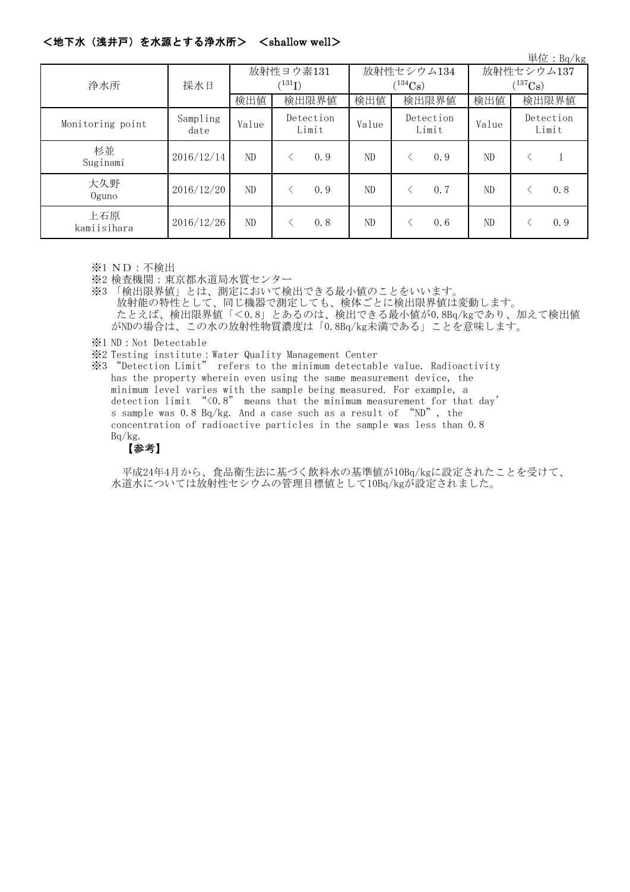## ＜地下水（浅井戸）を水源とする浄水所＞　＜shallow well＞

単位：Bq/kg

| 浄水所 | 採水日 | 放射性ヨウ素131 ($^{131}$I) | | 放射性セシウム134 ($^{134}$Cs) | | 放射性セシウム137 ($^{137}$Cs) | |
|---|---|---|---|---|---|---|---|
| | | 検出値 | 検出限界値 | 検出値 | 検出限界値 | 検出値 | 検出限界値 |
| Monitoring point | Sampling date | Value | Detection Limit | Value | Detection Limit | Value | Detection Limit |
| 杉並 Suginami | 2016/12/14 | ND | ＜　0.9 | ND | ＜　0.9 | ND | ＜　1 |
| 大久野 Oguno | 2016/12/20 | ND | ＜　0.9 | ND | ＜　0.7 | ND | ＜　0.8 |
| 上石原 kamiisihara | 2016/12/26 | ND | ＜　0.8 | ND | ＜　0.6 | ND | ＜　0.9 |

※1 ＮＤ：不検出

※2 検査機関：東京都水道局水質センター

※3 「検出限界値」とは、測定において検出できる最小値のことをいいます。
放射能の特性として、同じ機器で測定しても、検体ごとに検出限界値は変動します。
たとえば、検出限界値「＜0.8」とあるのは、検出できる最小値が0.8Bq/kgであり、加えて検出値がNDの場合は、この水の放射性物質濃度は「0.8Bq/kg未満である」ことを意味します。

※1 ND：Not Detectable

※2 Testing institute：Water Quality Management Center

※3 "Detection Limit" refers to the minimum detectable value. Radioactivity has the property wherein even using the same measurement device, the minimum level varies with the sample being measured. For example, a detection limit "<0.8" means that the minimum measurement for that day's sample was 0.8 Bq/kg. And a case such as a result of "ND", the concentration of radioactive particles in the sample was less than 0.8 Bq/kg.

【参考】

平成24年4月から、食品衛生法に基づく飲料水の基準値が10Bq/kgに設定されたことを受けて、水道水については放射性セシウムの管理目標値として10Bq/kgが設定されました。